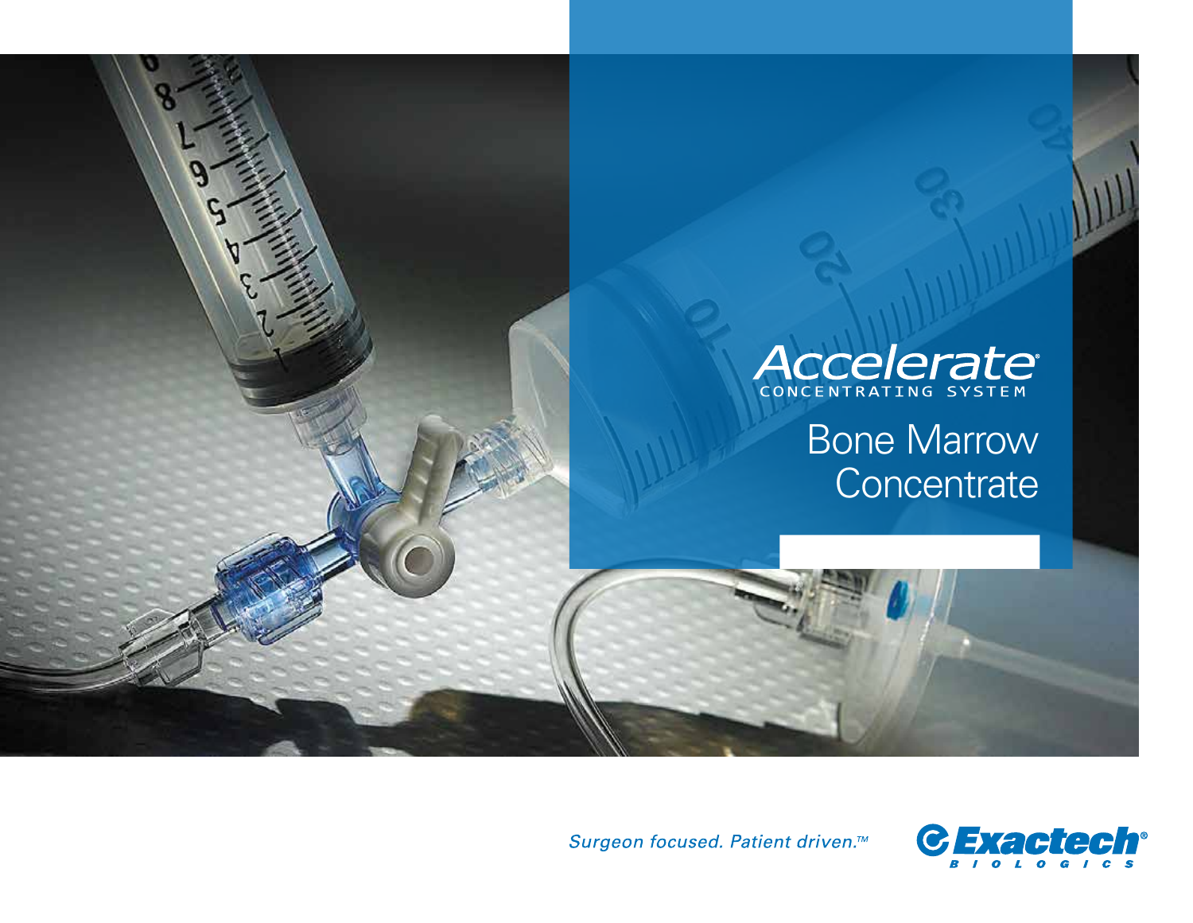# Accelerate®

CONCENTRATING SYSTEM

## Bone Marrow Concentrate

*Surgeon focused. Patient driven.™*

Exactech® BIOLOGICS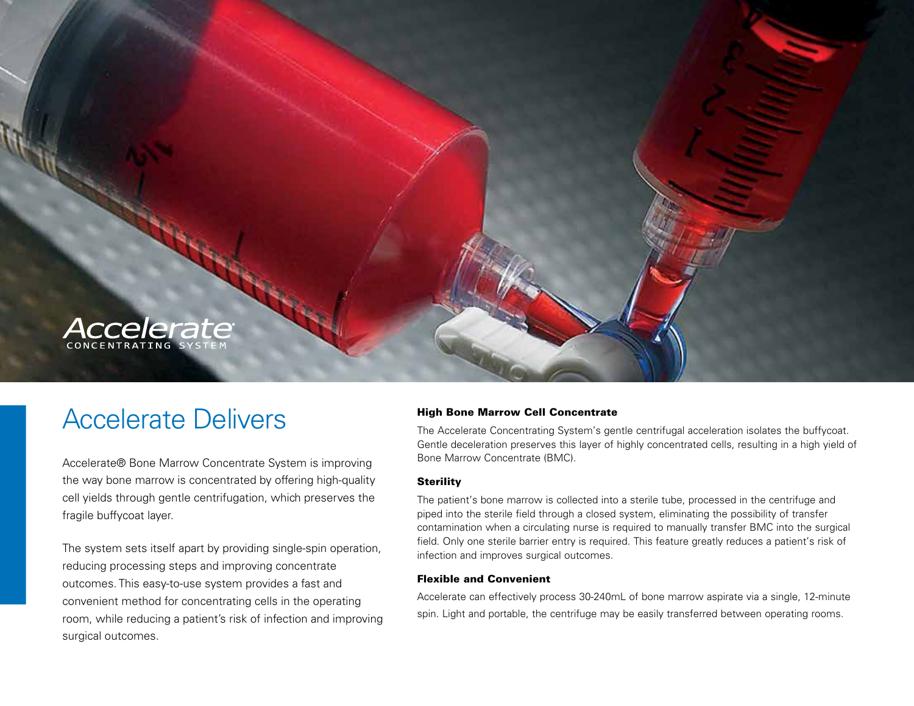# Accelerate Delivers

Accelerate® Bone Marrow Concentrate System is improving the way bone marrow is concentrated by offering high-quality cell yields through gentle centrifugation, which preserves the fragile buffycoat layer.

The system sets itself apart by providing single-spin operation, reducing processing steps and improving concentrate outcomes. This easy-to-use system provides a fast and convenient method for concentrating cells in the operating room, while reducing a patient's risk of infection and improving surgical outcomes.

### High Bone Marrow Cell Concentrate

The Accelerate Concentrating System's gentle centrifugal acceleration isolates the buffycoat. Gentle deceleration preserves this layer of highly concentrated cells, resulting in a high yield of Bone Marrow Concentrate (BMC).

### Sterility

The patient's bone marrow is collected into a sterile tube, processed in the centrifuge and piped into the sterile field through a closed system, eliminating the possibility of transfer contamination when a circulating nurse is required to manually transfer BMC into the surgical field. Only one sterile barrier entry is required. This feature greatly reduces a patient's risk of infection and improves surgical outcomes.

### Flexible and Convenient

Accelerate can effectively process 30-240mL of bone marrow aspirate via a single, 12-minute spin. Light and portable, the centrifuge may be easily transferred between operating rooms.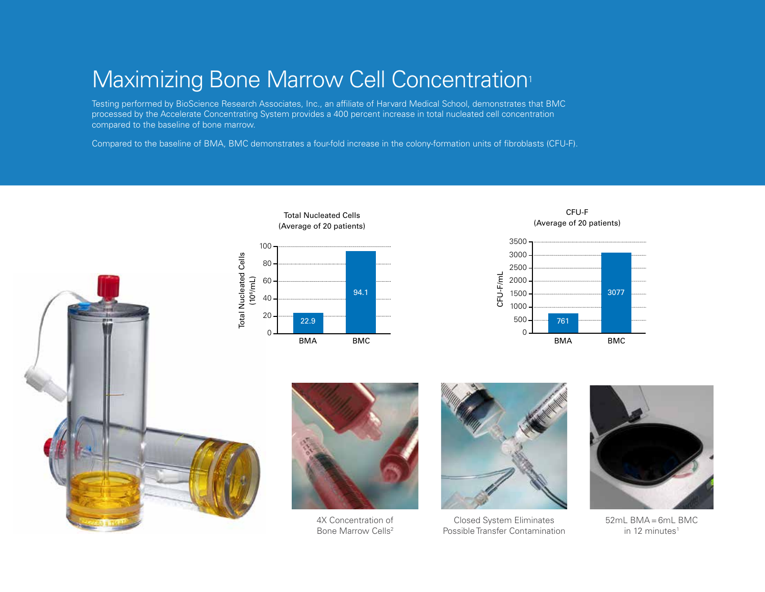# Maximizing Bone Marrow Cell Concentration[1]

Testing performed by BioScience Research Associates, Inc., an affiliate of Harvard Medical School, demonstrates that BMC processed by the Accelerate Concentrating System provides a 400 percent increase in total nucleated cell concentration compared to the baseline of bone marrow.

Compared to the baseline of BMA, BMC demonstrates a four-fold increase in the colony-formation units of fibroblasts (CFU-F).

**Total Nucleated Cells (Average of 20 patients)**

| | Total Nucleated Cells ($10^6$/mL) |
|---|---|
| BMA | 22.9 |
| BMC | 94.1 |

**CFU-F (Average of 20 patients)**

| | CFU-F/mL |
|---|---|
| BMA | 761 |
| BMC | 3077 |

4X Concentration of Bone Marrow Cells[2]

Closed System Eliminates Possible Transfer Contamination

52mL BMA = 6mL BMC in 12 minutes[1]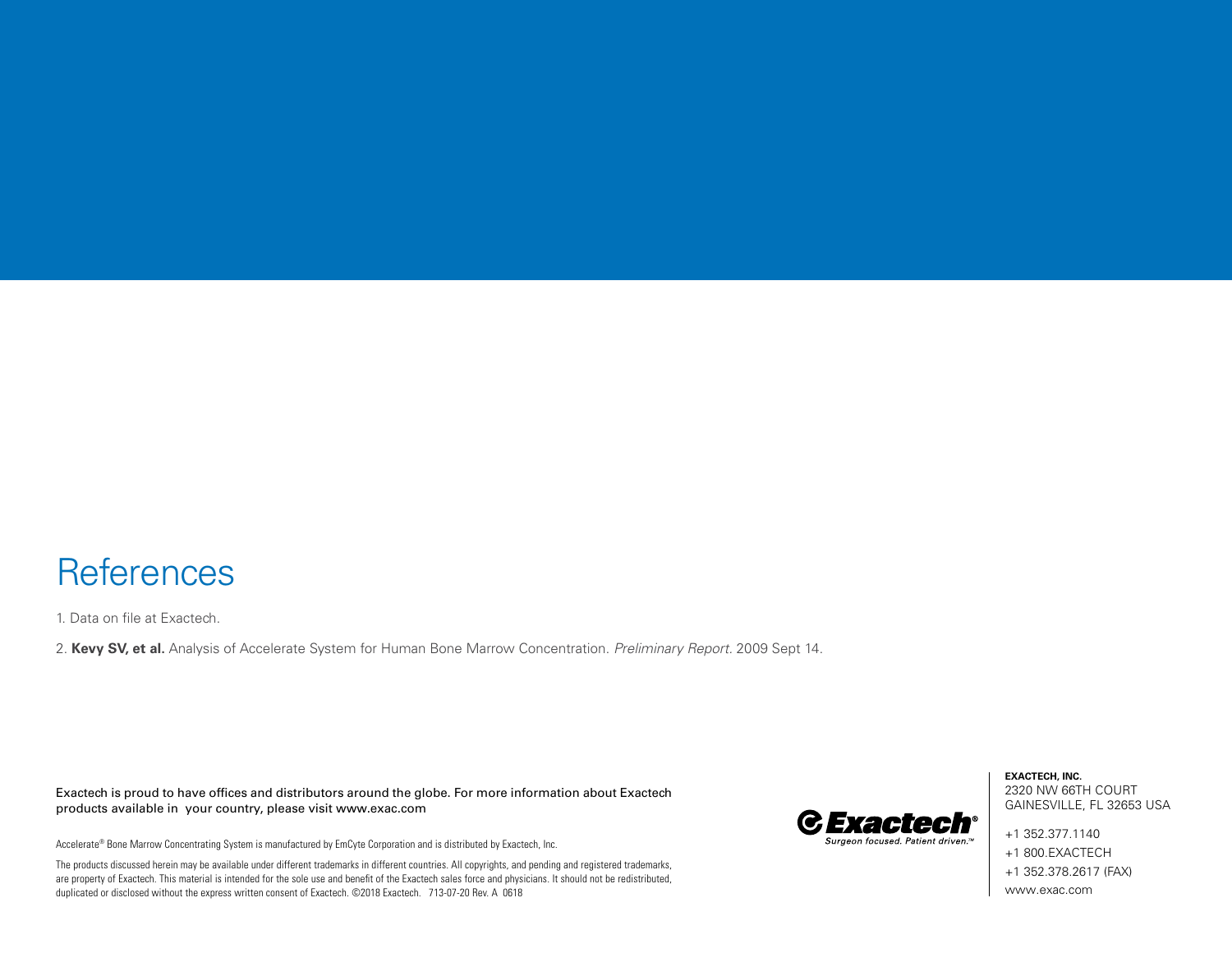# References

1. Data on file at Exactech.

2. **Kevy SV, et al.** Analysis of Accelerate System for Human Bone Marrow Concentration. *Preliminary Report*. 2009 Sept 14.

Exactech is proud to have offices and distributors around the globe. For more information about Exactech products available in your country, please visit www.exac.com

Accelerate® Bone Marrow Concentrating System is manufactured by EmCyte Corporation and is distributed by Exactech, Inc.

The products discussed herein may be available under different trademarks in different countries. All copyrights, and pending and registered trademarks, are property of Exactech. This material is intended for the sole use and benefit of the Exactech sales force and physicians. It should not be redistributed, duplicated or disclosed without the express written consent of Exactech. ©2018 Exactech. 713-07-20 Rev. A 0618

Exactech®
Surgeon focused. Patient driven.™

**EXACTECH, INC.**
2320 NW 66TH COURT
GAINESVILLE, FL 32653 USA

+1 352.377.1140
+1 800.EXACTECH
+1 352.378.2617 (FAX)
www.exac.com